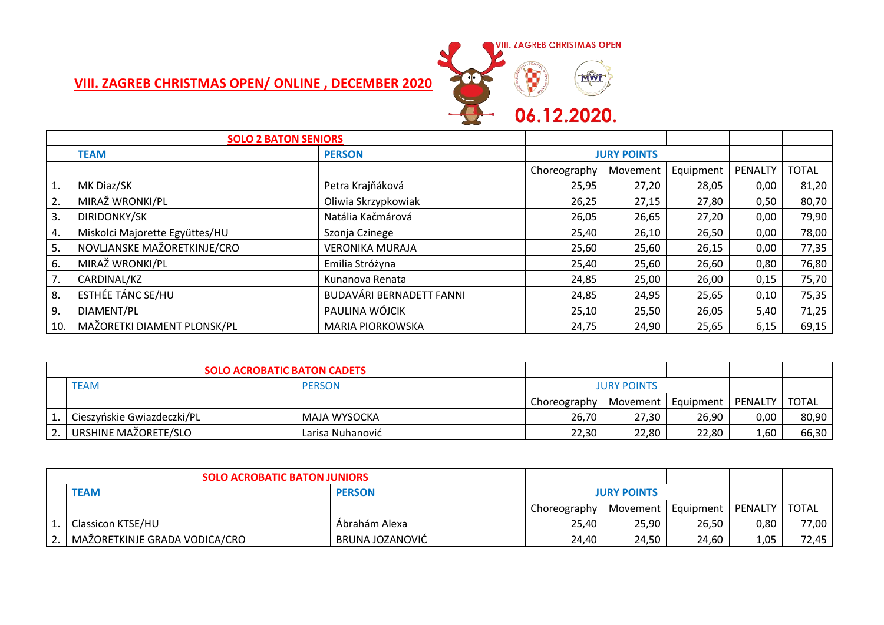# VIII. ZAGREB CHRISTMAS OPEN/ ONLINE , DECEMBER 2020

VIII. ZAGREB CHRISTMAS OPEN

06.12.2020.

| SOLO 2 BATON SENIORS | | | | | | | |
|---|---|---|---|---|---|---|---|
| | **TEAM** | **PERSON** | **JURY POINTS** | | | | |
| | | | Choreography | Movement | Equipment | PENALTY | TOTAL |
| 1. | MK Diaz/SK | Petra Krajňáková | 25,95 | 27,20 | 28,05 | 0,00 | 81,20 |
| 2. | MIRAŽ WRONKI/PL | Oliwia Skrzypkowiak | 26,25 | 27,15 | 27,80 | 0,50 | 80,70 |
| 3. | DIRIDONKY/SK | Natália Kačmárová | 26,05 | 26,65 | 27,20 | 0,00 | 79,90 |
| 4. | Miskolci Majorette Együttes/HU | Szonja Czinege | 25,40 | 26,10 | 26,50 | 0,00 | 78,00 |
| 5. | NOVLJANSKE MAŽORETKINJE/CRO | VERONIKA MURAJA | 25,60 | 25,60 | 26,15 | 0,00 | 77,35 |
| 6. | MIRAŽ WRONKI/PL | Emilia Stróżyna | 25,40 | 25,60 | 26,60 | 0,80 | 76,80 |
| 7. | CARDINAL/KZ | Kunanova Renata | 24,85 | 25,00 | 26,00 | 0,15 | 75,70 |
| 8. | ESTHÉE TÁNC SE/HU | BUDAVÁRI BERNADETT FANNI | 24,85 | 24,95 | 25,65 | 0,10 | 75,35 |
| 9. | DIAMENT/PL | PAULINA WÓJCIK | 25,10 | 25,50 | 26,05 | 5,40 | 71,25 |
| 10. | MAŽORETKI DIAMENT PLONSK/PL | MARIA PIORKOWSKA | 24,75 | 24,90 | 25,65 | 6,15 | 69,15 |

| SOLO ACROBATIC BATON CADETS | | | | | | | |
|---|---|---|---|---|---|---|---|
| | TEAM | PERSON | JURY POINTS | | | | |
| | | | Choreography | Movement | Equipment | PENALTY | TOTAL |
| 1. | Cieszyńskie Gwiazdeczki/PL | MAJA WYSOCKA | 26,70 | 27,30 | 26,90 | 0,00 | 80,90 |
| 2. | URSHINE MAŽORETE/SLO | Larisa Nuhanović | 22,30 | 22,80 | 22,80 | 1,60 | 66,30 |

| SOLO ACROBATIC BATON JUNIORS | | | | | | | |
|---|---|---|---|---|---|---|---|
| | **TEAM** | **PERSON** | **JURY POINTS** | | | | |
| | | | Choreography | Movement | Equipment | PENALTY | TOTAL |
| 1. | Classicon KTSE/HU | Ábrahám Alexa | 25,40 | 25,90 | 26,50 | 0,80 | 77,00 |
| 2. | MAŽORETKINJE GRADA VODICA/CRO | BRUNA JOZANOVIĆ | 24,40 | 24,50 | 24,60 | 1,05 | 72,45 |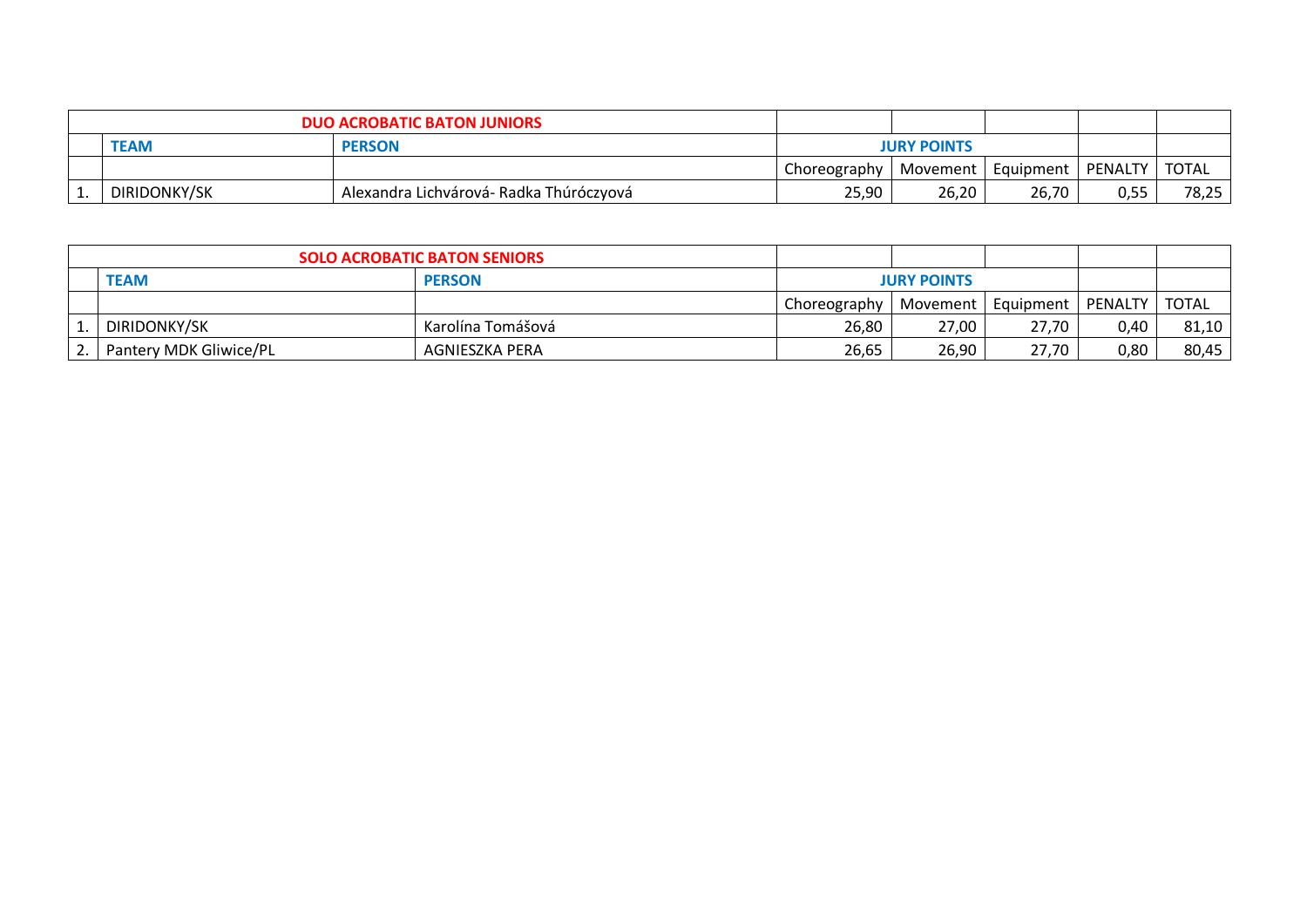| DUO ACROBATIC BATON JUNIORS | | | | | | | |
|---|---|---|---|---|---|---|---|
| | **TEAM** | **PERSON** | **JURY POINTS** | | | | |
| | | | Choreography | Movement | Equipment | PENALTY | TOTAL |
| 1. | DIRIDONKY/SK | Alexandra Lichvárová- Radka Thúróczyová | 25,90 | 26,20 | 26,70 | 0,55 | 78,25 |

| SOLO ACROBATIC BATON SENIORS | | | | | | | |
|---|---|---|---|---|---|---|---|
| | **TEAM** | **PERSON** | **JURY POINTS** | | | | |
| | | | Choreography | Movement | Equipment | PENALTY | TOTAL |
| 1. | DIRIDONKY/SK | Karolína Tomášová | 26,80 | 27,00 | 27,70 | 0,40 | 81,10 |
| 2. | Pantery MDK Gliwice/PL | AGNIESZKA PERA | 26,65 | 26,90 | 27,70 | 0,80 | 80,45 |